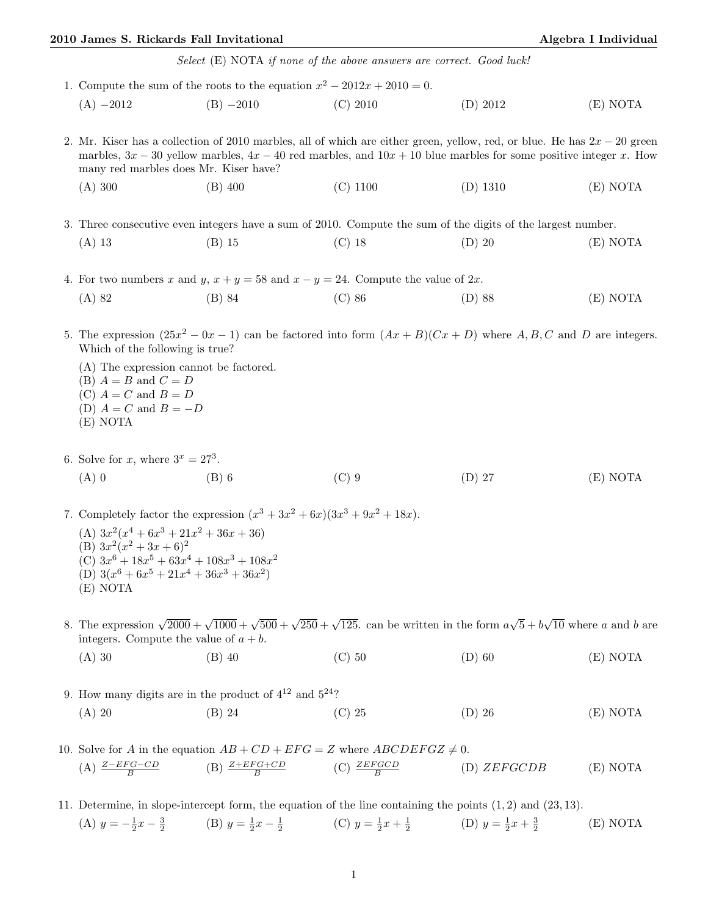*Select* (E) NOTA *if none of the above answers are correct. Good luck!*

1. Compute the sum of the roots to the equation $x^2 - 2012x + 2010 = 0$.

   (A) $-2012$ (B) $-2010$ (C) 2010 (D) 2012 (E) NOTA

2. Mr. Kiser has a collection of 2010 marbles, all of which are either green, yellow, red, or blue. He has $2x - 20$ green marbles, $3x - 30$ yellow marbles, $4x - 40$ red marbles, and $10x + 10$ blue marbles for some positive integer $x$. How many red marbles does Mr. Kiser have?

   (A) 300 (B) 400 (C) 1100 (D) 1310 (E) NOTA

3. Three consecutive even integers have a sum of 2010. Compute the sum of the digits of the largest number.

   (A) 13 (B) 15 (C) 18 (D) 20 (E) NOTA

4. For two numbers $x$ and $y$, $x + y = 58$ and $x - y = 24$. Compute the value of $2x$.

   (A) 82 (B) 84 (C) 86 (D) 88 (E) NOTA

5. The expression $(25x^2 - 0x - 1)$ can be factored into form $(Ax + B)(Cx + D)$ where $A, B, C$ and $D$ are integers. Which of the following is true?

   (A) The expression cannot be factored.
   (B) $A = B$ and $C = D$
   (C) $A = C$ and $B = D$
   (D) $A = C$ and $B = -D$
   (E) NOTA

6. Solve for $x$, where $3^x = 27^3$.

   (A) 0 (B) 6 (C) 9 (D) 27 (E) NOTA

7. Completely factor the expression $(x^3 + 3x^2 + 6x)(3x^3 + 9x^2 + 18x)$.

   (A) $3x^2(x^4 + 6x^3 + 21x^2 + 36x + 36)$
   (B) $3x^2(x^2 + 3x + 6)^2$
   (C) $3x^6 + 18x^5 + 63x^4 + 108x^3 + 108x^2$
   (D) $3(x^6 + 6x^5 + 21x^4 + 36x^3 + 36x^2)$
   (E) NOTA

8. The expression $\sqrt{2000} + \sqrt{1000} + \sqrt{500} + \sqrt{250} + \sqrt{125}$. can be written in the form $a\sqrt{5} + b\sqrt{10}$ where $a$ and $b$ are integers. Compute the value of $a + b$.

   (A) 30 (B) 40 (C) 50 (D) 60 (E) NOTA

9. How many digits are in the product of $4^{12}$ and $5^{24}$?

   (A) 20 (B) 24 (C) 25 (D) 26 (E) NOTA

10. Solve for $A$ in the equation $AB + CD + EFG = Z$ where $ABCDEFGZ \neq 0$.

    (A) $\frac{Z-EFG-CD}{B}$ (B) $\frac{Z+EFG+CD}{B}$ (C) $\frac{ZEFGCD}{B}$ (D) $ZEFGCDB$ (E) NOTA

11. Determine, in slope-intercept form, the equation of the line containing the points $(1, 2)$ and $(23, 13)$.

    (A) $y = -\frac{1}{2}x - \frac{3}{2}$ (B) $y = \frac{1}{2}x - \frac{1}{2}$ (C) $y = \frac{1}{2}x + \frac{1}{2}$ (D) $y = \frac{1}{2}x + \frac{3}{2}$ (E) NOTA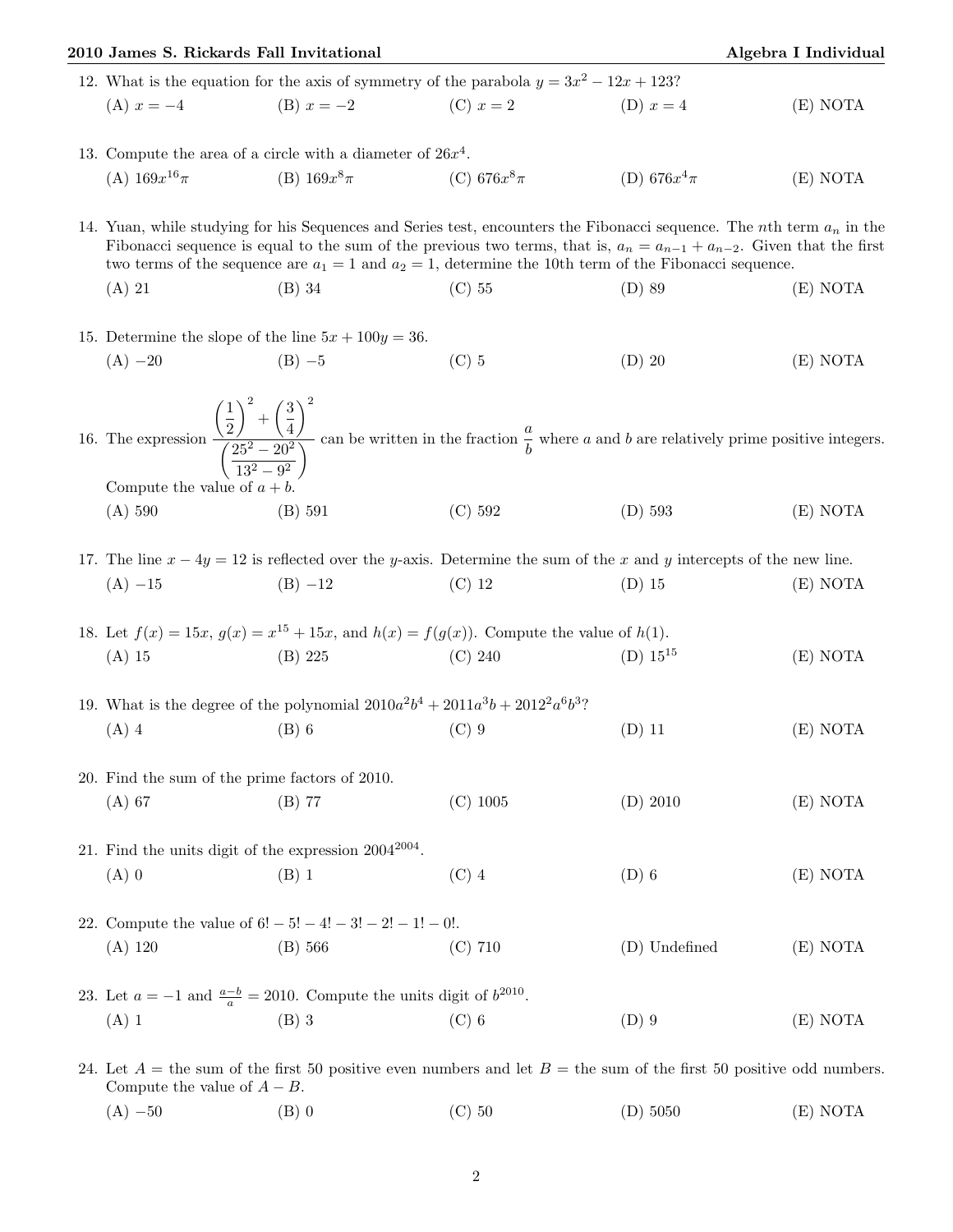12. What is the equation for the axis of symmetry of the parabola $y = 3x^2 - 12x + 123$?

(A) $x = -4$ (B) $x = -2$ (C) $x = 2$ (D) $x = 4$ (E) NOTA

13. Compute the area of a circle with a diameter of $26x^4$.

(A) $169x^{16}\pi$ (B) $169x^8\pi$ (C) $676x^8\pi$ (D) $676x^4\pi$ (E) NOTA

14. Yuan, while studying for his Sequences and Series test, encounters the Fibonacci sequence. The $n$th term $a_n$ in the Fibonacci sequence is equal to the sum of the previous two terms, that is, $a_n = a_{n-1} + a_{n-2}$. Given that the first two terms of the sequence are $a_1 = 1$ and $a_2 = 1$, determine the 10th term of the Fibonacci sequence.

(A) 21 (B) 34 (C) 55 (D) 89 (E) NOTA

15. Determine the slope of the line $5x + 100y = 36$.

(A) $-20$ (B) $-5$ (C) 5 (D) 20 (E) NOTA

16. The expression $\dfrac{\left(\frac{1}{2}\right)^2 + \left(\frac{3}{4}\right)^2}{\left(\frac{25^2 - 20^2}{13^2 - 9^2}\right)}$ can be written in the fraction $\dfrac{a}{b}$ where $a$ and $b$ are relatively prime positive integers. Compute the value of $a + b$.

(A) 590 (B) 591 (C) 592 (D) 593 (E) NOTA

17. The line $x - 4y = 12$ is reflected over the $y$-axis. Determine the sum of the $x$ and $y$ intercepts of the new line.

(A) $-15$ (B) $-12$ (C) 12 (D) 15 (E) NOTA

18. Let $f(x) = 15x$, $g(x) = x^{15} + 15x$, and $h(x) = f(g(x))$. Compute the value of $h(1)$.

(A) 15 (B) 225 (C) 240 (D) $15^{15}$ (E) NOTA

19. What is the degree of the polynomial $2010a^2b^4 + 2011a^3b + 2012^2a^6b^3$?

(A) 4 (B) 6 (C) 9 (D) 11 (E) NOTA

20. Find the sum of the prime factors of 2010.

(A) 67 (B) 77 (C) 1005 (D) 2010 (E) NOTA

21. Find the units digit of the expression $2004^{2004}$.

(A) 0 (B) 1 (C) 4 (D) 6 (E) NOTA

22. Compute the value of $6! - 5! - 4! - 3! - 2! - 1! - 0!$.

(A) 120 (B) 566 (C) 710 (D) Undefined (E) NOTA

23. Let $a = -1$ and $\frac{a-b}{a} = 2010$. Compute the units digit of $b^{2010}$.

(A) 1 (B) 3 (C) 6 (D) 9 (E) NOTA

24. Let $A =$ the sum of the first 50 positive even numbers and let $B =$ the sum of the first 50 positive odd numbers. Compute the value of $A - B$.

(A) $-50$ (B) 0 (C) 50 (D) 5050 (E) NOTA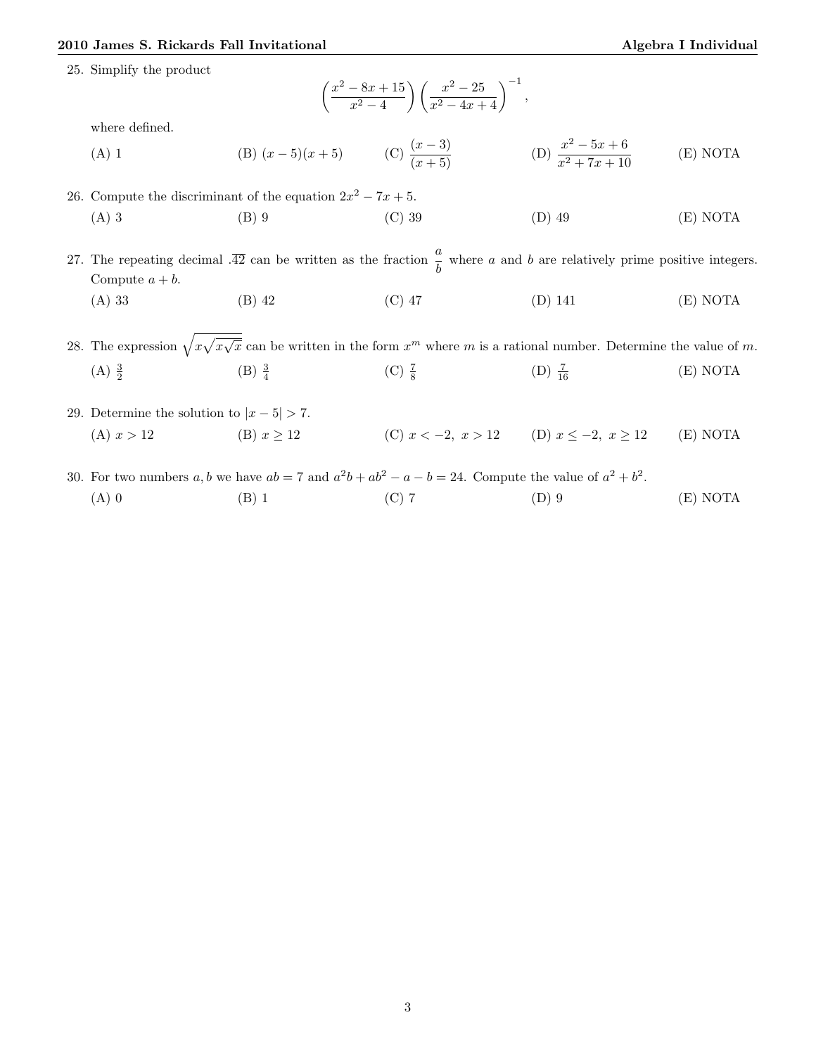25. Simplify the product

$$\left(\frac{x^2-8x+15}{x^2-4}\right)\left(\frac{x^2-25}{x^2-4x+4}\right)^{-1},$$

where defined.

(A) 1 (B) $(x-5)(x+5)$ (C) $\dfrac{(x-3)}{(x+5)}$ (D) $\dfrac{x^2-5x+6}{x^2+7x+10}$ (E) NOTA

26. Compute the discriminant of the equation $2x^2 - 7x + 5$.

(A) 3 (B) 9 (C) 39 (D) 49 (E) NOTA

27. The repeating decimal $.\overline{42}$ can be written as the fraction $\frac{a}{b}$ where $a$ and $b$ are relatively prime positive integers. Compute $a + b$.

(A) 33 (B) 42 (C) 47 (D) 141 (E) NOTA

28. The expression $\sqrt{x\sqrt{x\sqrt{x}}}$ can be written in the form $x^m$ where $m$ is a rational number. Determine the value of $m$.

(A) $\frac{3}{2}$ (B) $\frac{3}{4}$ (C) $\frac{7}{8}$ (D) $\frac{7}{16}$ (E) NOTA

29. Determine the solution to $|x - 5| > 7$.

(A) $x > 12$ (B) $x \geq 12$ (C) $x < -2,\ x > 12$ (D) $x \leq -2,\ x \geq 12$ (E) NOTA

30. For two numbers $a, b$ we have $ab = 7$ and $a^2b + ab^2 - a - b = 24$. Compute the value of $a^2 + b^2$.

(A) 0 (B) 1 (C) 7 (D) 9 (E) NOTA